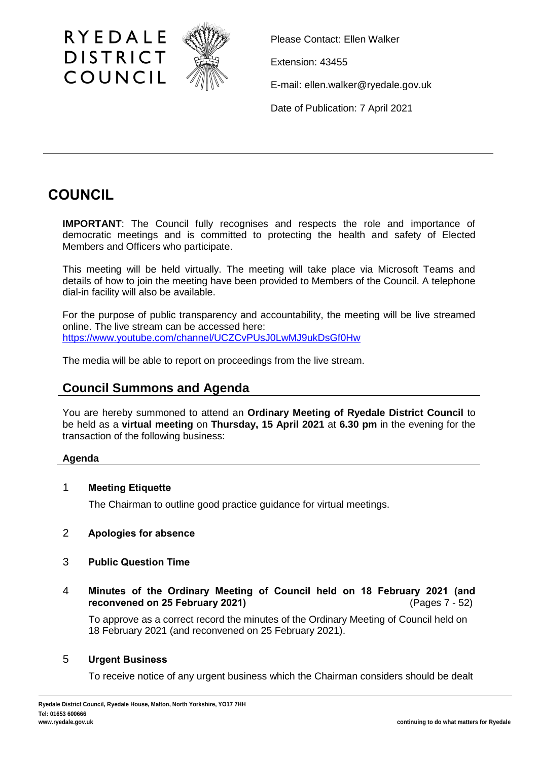RYEDALE
DISTRICT
COUNCIL

Please Contact: Ellen Walker

Extension: 43455

E-mail: ellen.walker@ryedale.gov.uk

Date of Publication: 7 April 2021

# COUNCIL

**IMPORTANT**: The Council fully recognises and respects the role and importance of democratic meetings and is committed to protecting the health and safety of Elected Members and Officers who participate.

This meeting will be held virtually. The meeting will take place via Microsoft Teams and details of how to join the meeting have been provided to Members of the Council. A telephone dial-in facility will also be available.

For the purpose of public transparency and accountability, the meeting will be live streamed online. The live stream can be accessed here:
https://www.youtube.com/channel/UCZCvPUsJ0LwMJ9ukDsGf0Hw

The media will be able to report on proceedings from the live stream.

## Council Summons and Agenda

You are hereby summoned to attend an **Ordinary Meeting of Ryedale District Council** to be held as a **virtual meeting** on **Thursday, 15 April 2021** at **6.30 pm** in the evening for the transaction of the following business:

### Agenda

1 **Meeting Etiquette**

The Chairman to outline good practice guidance for virtual meetings.

2 **Apologies for absence**

3 **Public Question Time**

4 **Minutes of the Ordinary Meeting of Council held on 18 February 2021 (and reconvened on 25 February 2021)** (Pages 7 - 52)

To approve as a correct record the minutes of the Ordinary Meeting of Council held on 18 February 2021 (and reconvened on 25 February 2021).

5 **Urgent Business**

To receive notice of any urgent business which the Chairman considers should be dealt

Ryedale District Council, Ryedale House, Malton, North Yorkshire, YO17 7HH
Tel: 01653 600666
www.ryedale.gov.uk

continuing to do what matters for Ryedale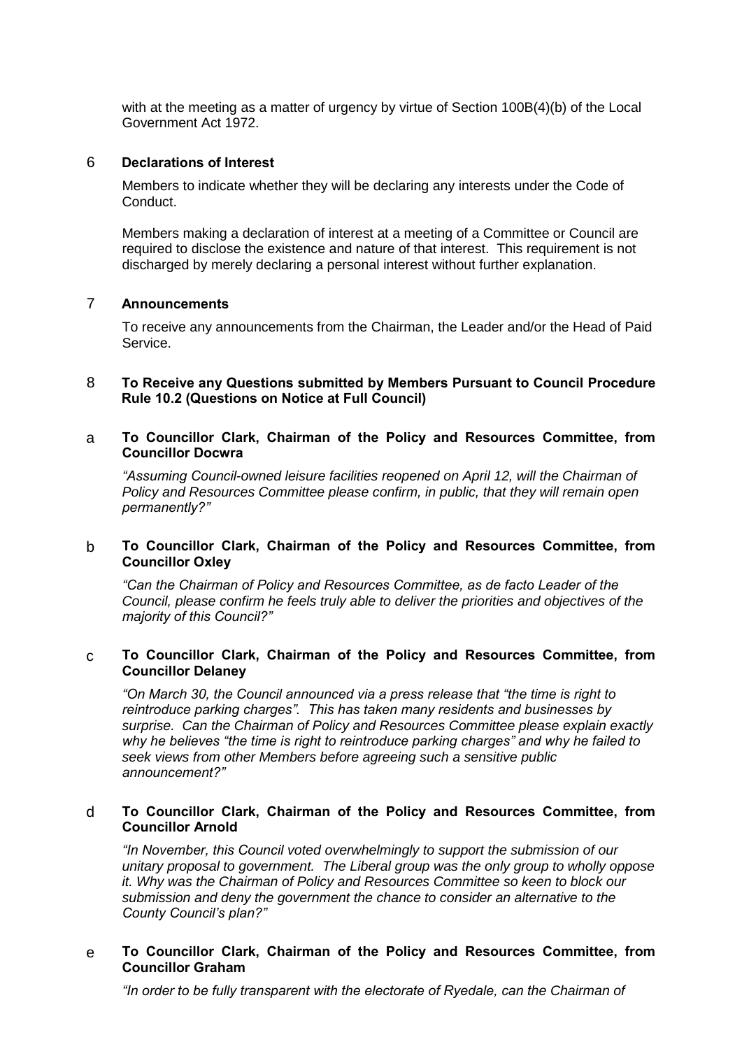with at the meeting as a matter of urgency by virtue of Section 100B(4)(b) of the Local Government Act 1972.

## 6 Declarations of Interest

Members to indicate whether they will be declaring any interests under the Code of Conduct.

Members making a declaration of interest at a meeting of a Committee or Council are required to disclose the existence and nature of that interest. This requirement is not discharged by merely declaring a personal interest without further explanation.

## 7 Announcements

To receive any announcements from the Chairman, the Leader and/or the Head of Paid Service.

## 8 To Receive any Questions submitted by Members Pursuant to Council Procedure Rule 10.2 (Questions on Notice at Full Council)

### a To Councillor Clark, Chairman of the Policy and Resources Committee, from Councillor Docwra

*"Assuming Council-owned leisure facilities reopened on April 12, will the Chairman of Policy and Resources Committee please confirm, in public, that they will remain open permanently?"*

### b To Councillor Clark, Chairman of the Policy and Resources Committee, from Councillor Oxley

*"Can the Chairman of Policy and Resources Committee, as de facto Leader of the Council, please confirm he feels truly able to deliver the priorities and objectives of the majority of this Council?"*

### c To Councillor Clark, Chairman of the Policy and Resources Committee, from Councillor Delaney

*"On March 30, the Council announced via a press release that "the time is right to reintroduce parking charges". This has taken many residents and businesses by surprise. Can the Chairman of Policy and Resources Committee please explain exactly why he believes "the time is right to reintroduce parking charges" and why he failed to seek views from other Members before agreeing such a sensitive public announcement?"*

### d To Councillor Clark, Chairman of the Policy and Resources Committee, from Councillor Arnold

*"In November, this Council voted overwhelmingly to support the submission of our unitary proposal to government. The Liberal group was the only group to wholly oppose it. Why was the Chairman of Policy and Resources Committee so keen to block our submission and deny the government the chance to consider an alternative to the County Council's plan?"*

### e To Councillor Clark, Chairman of the Policy and Resources Committee, from Councillor Graham

*"In order to be fully transparent with the electorate of Ryedale, can the Chairman of*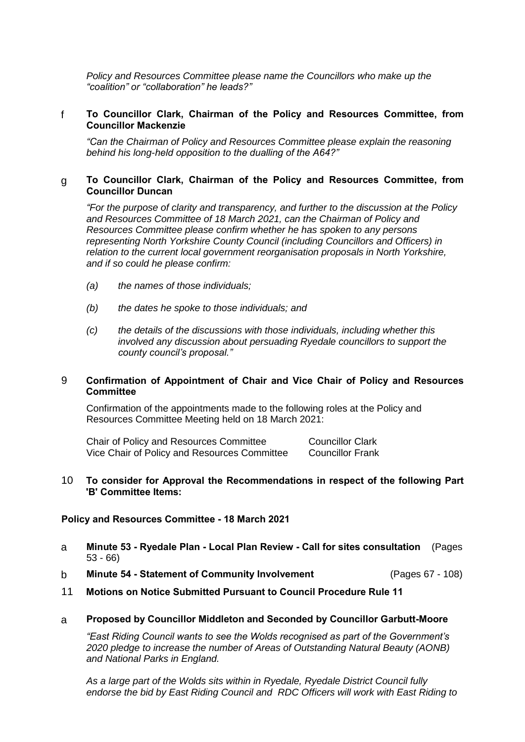*Policy and Resources Committee please name the Councillors who make up the "coalition" or "collaboration" he leads?"*

f **To Councillor Clark, Chairman of the Policy and Resources Committee, from Councillor Mackenzie**

*"Can the Chairman of Policy and Resources Committee please explain the reasoning behind his long-held opposition to the dualling of the A64?"*

g **To Councillor Clark, Chairman of the Policy and Resources Committee, from Councillor Duncan**

*"For the purpose of clarity and transparency, and further to the discussion at the Policy and Resources Committee of 18 March 2021, can the Chairman of Policy and Resources Committee please confirm whether he has spoken to any persons representing North Yorkshire County Council (including Councillors and Officers) in relation to the current local government reorganisation proposals in North Yorkshire, and if so could he please confirm:*

*(a) the names of those individuals;*

*(b) the dates he spoke to those individuals; and*

*(c) the details of the discussions with those individuals, including whether this involved any discussion about persuading Ryedale councillors to support the county council's proposal."*

9 **Confirmation of Appointment of Chair and Vice Chair of Policy and Resources Committee**

Confirmation of the appointments made to the following roles at the Policy and Resources Committee Meeting held on 18 March 2021:

| | |
|---|---|
| Chair of Policy and Resources Committee | Councillor Clark |
| Vice Chair of Policy and Resources Committee | Councillor Frank |

10 **To consider for Approval the Recommendations in respect of the following Part 'B' Committee Items:**

**Policy and Resources Committee - 18 March 2021**

a **Minute 53 - Ryedale Plan - Local Plan Review - Call for sites consultation** (Pages 53 - 66)

b **Minute 54 - Statement of Community Involvement** (Pages 67 - 108)

11 **Motions on Notice Submitted Pursuant to Council Procedure Rule 11**

a **Proposed by Councillor Middleton and Seconded by Councillor Garbutt-Moore**

*"East Riding Council wants to see the Wolds recognised as part of the Government's 2020 pledge to increase the number of Areas of Outstanding Natural Beauty (AONB) and National Parks in England.*

*As a large part of the Wolds sits within in Ryedale, Ryedale District Council fully endorse the bid by East Riding Council and RDC Officers will work with East Riding to*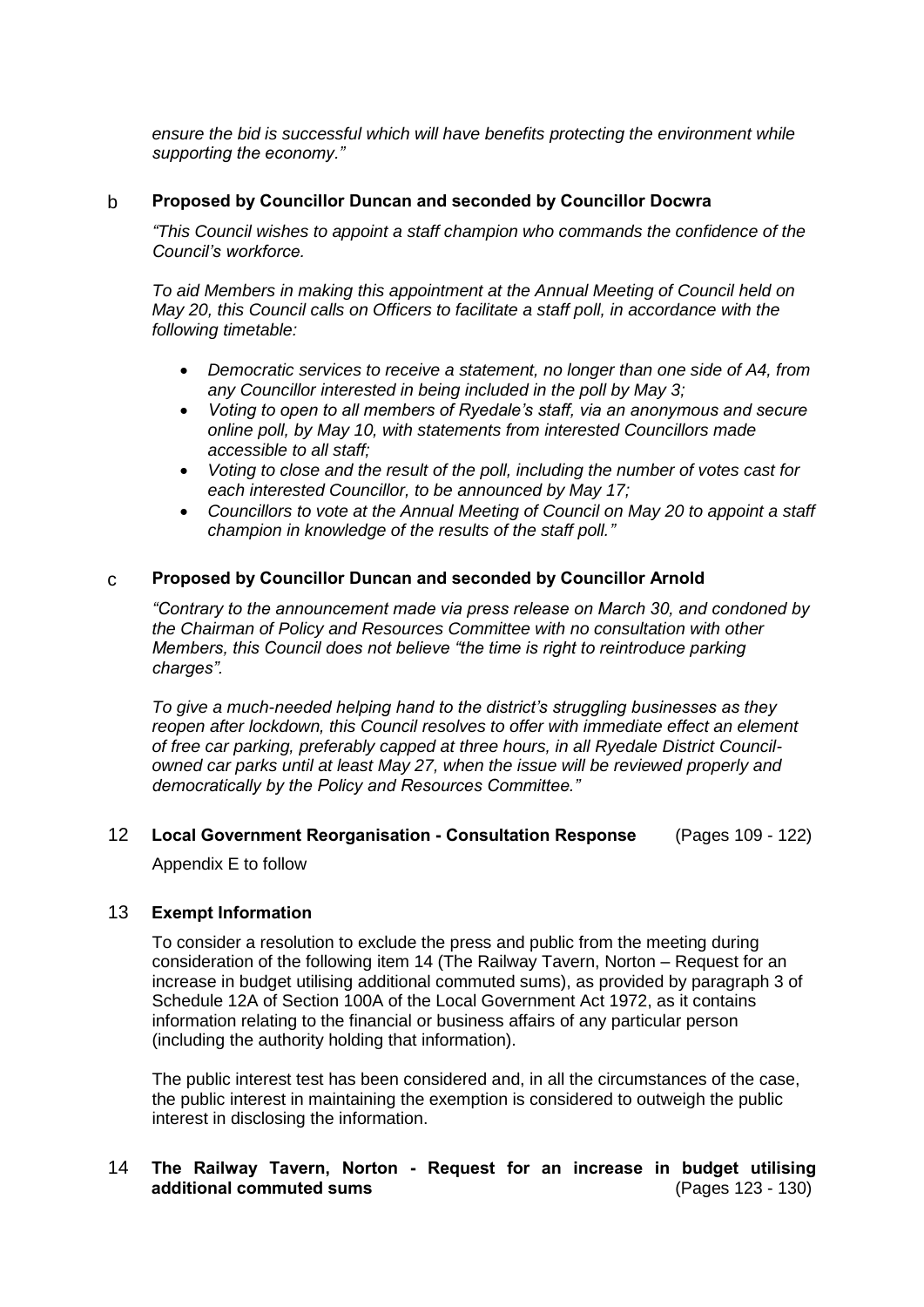*ensure the bid is successful which will have benefits protecting the environment while supporting the economy."*

b **Proposed by Councillor Duncan and seconded by Councillor Docwra**

*"This Council wishes to appoint a staff champion who commands the confidence of the Council's workforce.*

*To aid Members in making this appointment at the Annual Meeting of Council held on May 20, this Council calls on Officers to facilitate a staff poll, in accordance with the following timetable:*

- *Democratic services to receive a statement, no longer than one side of A4, from any Councillor interested in being included in the poll by May 3;*
- *Voting to open to all members of Ryedale's staff, via an anonymous and secure online poll, by May 10, with statements from interested Councillors made accessible to all staff;*
- *Voting to close and the result of the poll, including the number of votes cast for each interested Councillor, to be announced by May 17;*
- *Councillors to vote at the Annual Meeting of Council on May 20 to appoint a staff champion in knowledge of the results of the staff poll."*

c **Proposed by Councillor Duncan and seconded by Councillor Arnold**

*"Contrary to the announcement made via press release on March 30, and condoned by the Chairman of Policy and Resources Committee with no consultation with other Members, this Council does not believe "the time is right to reintroduce parking charges".*

*To give a much-needed helping hand to the district's struggling businesses as they reopen after lockdown, this Council resolves to offer with immediate effect an element of free car parking, preferably capped at three hours, in all Ryedale District Council-owned car parks until at least May 27, when the issue will be reviewed properly and democratically by the Policy and Resources Committee."*

12 **Local Government Reorganisation - Consultation Response** (Pages 109 - 122)

Appendix E to follow

13 **Exempt Information**

To consider a resolution to exclude the press and public from the meeting during consideration of the following item 14 (The Railway Tavern, Norton – Request for an increase in budget utilising additional commuted sums), as provided by paragraph 3 of Schedule 12A of Section 100A of the Local Government Act 1972, as it contains information relating to the financial or business affairs of any particular person (including the authority holding that information).

The public interest test has been considered and, in all the circumstances of the case, the public interest in maintaining the exemption is considered to outweigh the public interest in disclosing the information.

14 **The Railway Tavern, Norton - Request for an increase in budget utilising additional commuted sums** (Pages 123 - 130)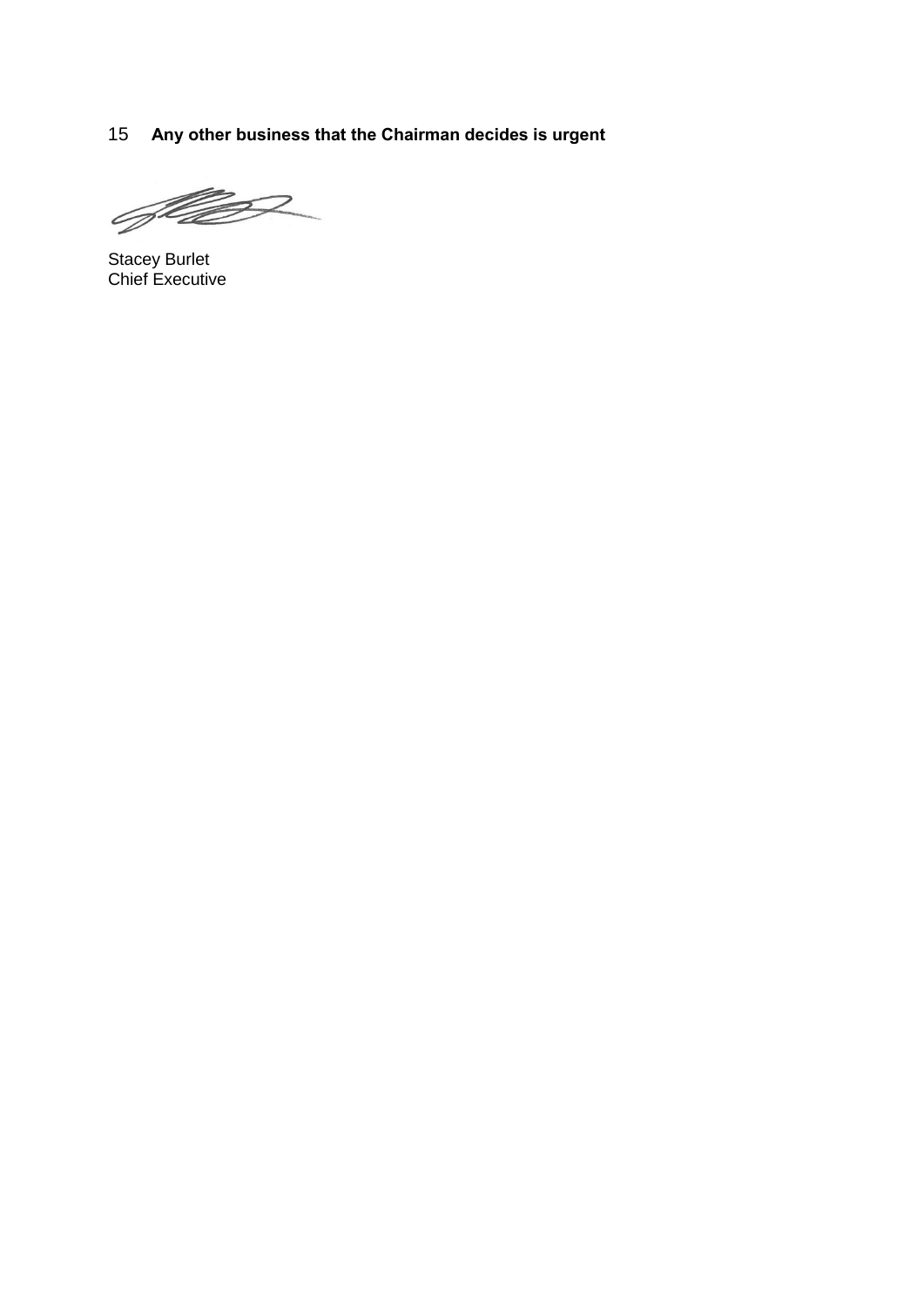15 **Any other business that the Chairman decides is urgent**

Stacey Burlet
Chief Executive